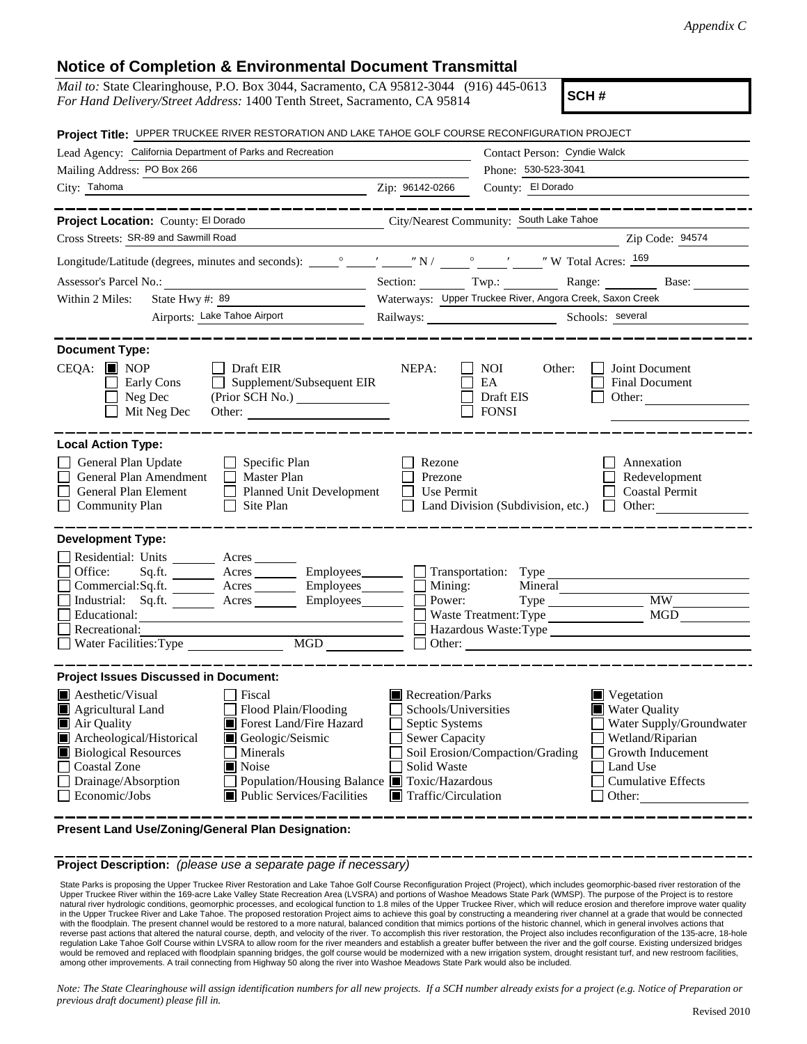*Appendix C*

# Notice of Completion & Environmental Document Transmittal

*Mail to:* State Clearinghouse, P.O. Box 3044, Sacramento, CA 95812-3044 (916) 445-0613
*For Hand Delivery/Street Address:* 1400 Tenth Street, Sacramento, CA 95814

**SCH #**

**Project Title:** UPPER TRUCKEE RIVER RESTORATION AND LAKE TAHOE GOLF COURSE RECONFIGURATION PROJECT

Lead Agency: California Department of Parks and Recreation
Contact Person: Cyndie Walck
Mailing Address: PO Box 266
Phone: 530-523-3041
City: Tahoma
Zip: 96142-0266
County: El Dorado

---

**Project Location:** County: El Dorado
City/Nearest Community: South Lake Tahoe
Cross Streets: SR-89 and Sawmill Road
Zip Code: 94574
Longitude/Latitude (degrees, minutes and seconds): ____° ____′ ____″ N / ____° ____′ ____″ W Total Acres: 169
Assessor's Parcel No.: ______ Section: ______ Twp.: ______ Range: ______ Base: ______
Within 2 Miles: State Hwy #: 89
Waterways: Upper Truckee River, Angora Creek, Saxon Creek
Airports: Lake Tahoe Airport
Railways: ______ Schools: several

---

**Document Type:**

CEQA: ■ NOP ☐ Draft EIR ☐ Early Cons ☐ Supplement/Subsequent EIR ☐ Neg Dec (Prior SCH No.) ______ ☐ Mit Neg Dec Other: ______

NEPA: ☐ NOI ☐ EA ☐ Draft EIS ☐ FONSI

Other: ☐ Joint Document ☐ Final Document ☐ Other: ______

---

**Local Action Type:**

☐ General Plan Update ☐ Specific Plan ☐ Rezone ☐ Annexation
☐ General Plan Amendment ☐ Master Plan ☐ Prezone ☐ Redevelopment
☐ General Plan Element ☐ Planned Unit Development ☐ Use Permit ☐ Coastal Permit
☐ Community Plan ☐ Site Plan ☐ Land Division (Subdivision, etc.) ☐ Other: ______

---

**Development Type:**

☐ Residential: Units ______ Acres ______
☐ Office: Sq.ft. ______ Acres ______ Employees ______
☐ Commercial: Sq.ft. ______ Acres ______ Employees ______
☐ Industrial: Sq.ft. ______ Acres ______ Employees ______
☐ Educational: ______
☐ Recreational: ______
☐ Water Facilities: Type ______ MGD ______
☐ Transportation: Type ______
☐ Mining: Mineral ______
☐ Power: Type ______ MW ______
☐ Waste Treatment: Type ______ MGD ______
☐ Hazardous Waste: Type ______
☐ Other: ______

---

**Project Issues Discussed in Document:**

■ Aesthetic/Visual ☐ Fiscal ■ Recreation/Parks ■ Vegetation
■ Agricultural Land ☐ Flood Plain/Flooding ☐ Schools/Universities ■ Water Quality
■ Air Quality ■ Forest Land/Fire Hazard ☐ Septic Systems ☐ Water Supply/Groundwater
■ Archeological/Historical ■ Geologic/Seismic ☐ Sewer Capacity ☐ Wetland/Riparian
■ Biological Resources ☐ Minerals ☐ Soil Erosion/Compaction/Grading ☐ Growth Inducement
☐ Coastal Zone ■ Noise ☐ Solid Waste ☐ Land Use
☐ Drainage/Absorption ☐ Population/Housing Balance ■ Toxic/Hazardous ☐ Cumulative Effects
☐ Economic/Jobs ■ Public Services/Facilities ■ Traffic/Circulation ☐ Other: ______

---

**Present Land Use/Zoning/General Plan Designation:**

---

**Project Description:** *(please use a separate page if necessary)*

State Parks is proposing the Upper Truckee River Restoration and Lake Tahoe Golf Course Reconfiguration Project (Project), which includes geomorphic-based river restoration of the Upper Truckee River within the 169-acre Lake Valley State Recreation Area (LVSRA) and portions of Washoe Meadows State Park (WMSP). The purpose of the Project is to restore natural river hydrologic conditions, geomorphic processes, and ecological function to 1.8 miles of the Upper Truckee River, which will reduce erosion and therefore improve water quality in the Upper Truckee River and Lake Tahoe. The proposed restoration Project aims to achieve this goal by constructing a meandering river channel at a grade that would be connected with the floodplain. The present channel would be restored to a more natural, balanced condition that mimics portions of the historic channel, which in general involves actions that reverse past actions that altered the natural course, depth, and velocity of the river. To accomplish this river restoration, the Project also includes reconfiguration of the 135-acre, 18-hole regulation Lake Tahoe Golf Course within LVSRA to allow room for the river meanders and establish a greater buffer between the river and the golf course. Existing undersized bridges would be removed and replaced with floodplain spanning bridges, the golf course would be modernized with a new irrigation system, drought resistant turf, and new restroom facilities, among other improvements. A trail connecting from Highway 50 along the river into Washoe Meadows State Park would also be included.

*Note: The State Clearinghouse will assign identification numbers for all new projects. If a SCH number already exists for a project (e.g. Notice of Preparation or previous draft document) please fill in.*

Revised 2010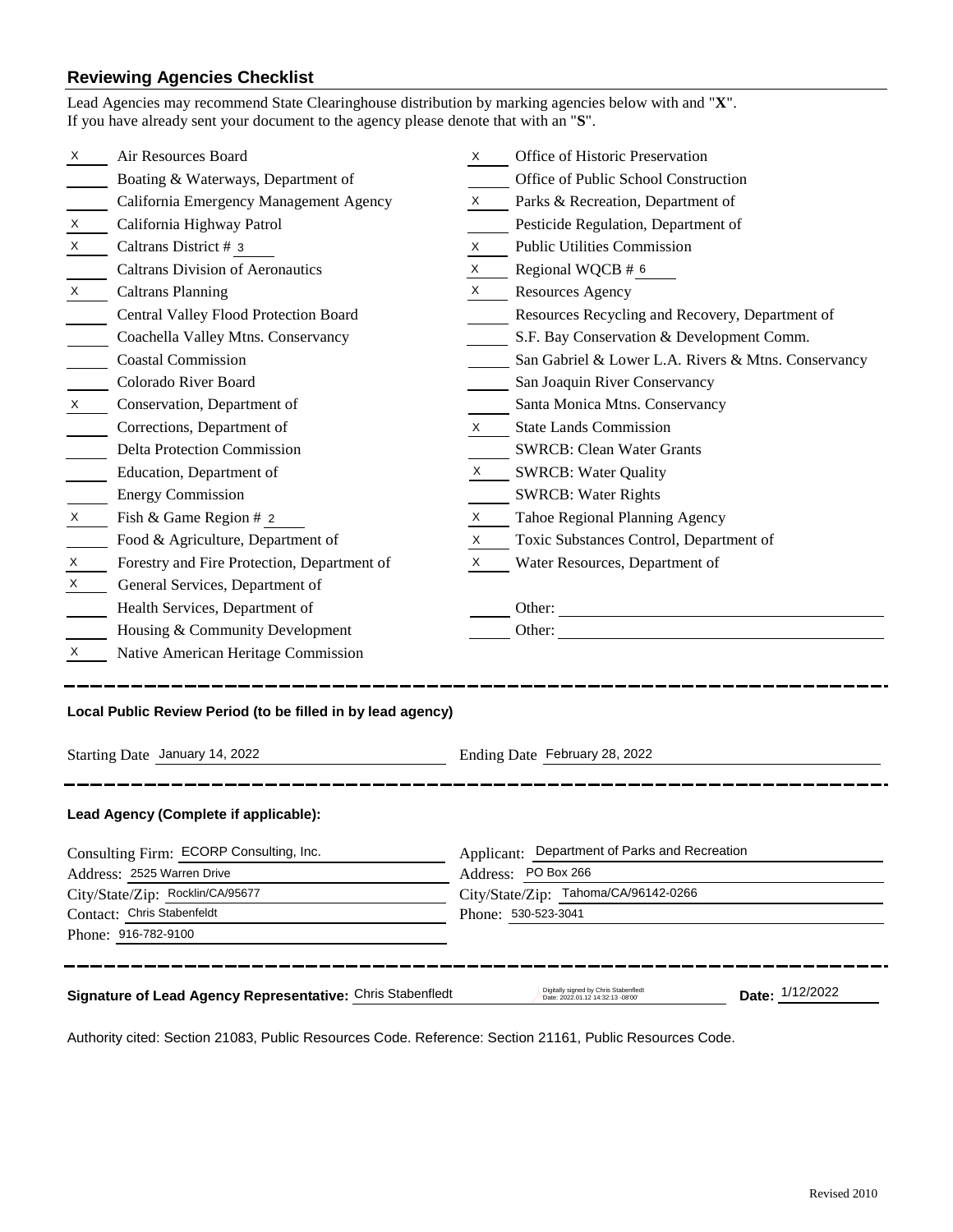## Reviewing Agencies Checklist

Lead Agencies may recommend State Clearinghouse distribution by marking agencies below with and "**X**".
If you have already sent your document to the agency please denote that with an "**S**".

| | | | |
|---|---|---|---|
| X | Air Resources Board | X | Office of Historic Preservation |
| | Boating & Waterways, Department of | | Office of Public School Construction |
| | California Emergency Management Agency | X | Parks & Recreation, Department of |
| X | California Highway Patrol | | Pesticide Regulation, Department of |
| X | Caltrans District # 3 | X | Public Utilities Commission |
| | Caltrans Division of Aeronautics | X | Regional WQCB # 6 |
| X | Caltrans Planning | X | Resources Agency |
| | Central Valley Flood Protection Board | | Resources Recycling and Recovery, Department of |
| | Coachella Valley Mtns. Conservancy | | S.F. Bay Conservation & Development Comm. |
| | Coastal Commission | | San Gabriel & Lower L.A. Rivers & Mtns. Conservancy |
| | Colorado River Board | | San Joaquin River Conservancy |
| X | Conservation, Department of | | Santa Monica Mtns. Conservancy |
| | Corrections, Department of | X | State Lands Commission |
| | Delta Protection Commission | | SWRCB: Clean Water Grants |
| | Education, Department of | X | SWRCB: Water Quality |
| | Energy Commission | | SWRCB: Water Rights |
| X | Fish & Game Region # 2 | X | Tahoe Regional Planning Agency |
| | Food & Agriculture, Department of | X | Toxic Substances Control, Department of |
| X | Forestry and Fire Protection, Department of | X | Water Resources, Department of |
| X | General Services, Department of | | |
| | Health Services, Department of | | Other: |
| | Housing & Community Development | | Other: |
| X | Native American Heritage Commission | | |

---

**Local Public Review Period (to be filled in by lead agency)**

Starting Date January 14, 2022 Ending Date February 28, 2022

---

**Lead Agency (Complete if applicable):**

Consulting Firm: ECORP Consulting, Inc.
Address: 2525 Warren Drive
City/State/Zip: Rocklin/CA/95677
Contact: Chris Stabenfeldt
Phone: 916-782-9100

Applicant: Department of Parks and Recreation
Address: PO Box 266
City/State/Zip: Tahoma/CA/96142-0266
Phone: 530-523-3041

---

**Signature of Lead Agency Representative:** Chris Stabenfledt Digitally signed by Chris Stabenfledt Date: 2022.01.12 14:32:13 -08'00' **Date:** 1/12/2022

Authority cited: Section 21083, Public Resources Code. Reference: Section 21161, Public Resources Code.

Revised 2010